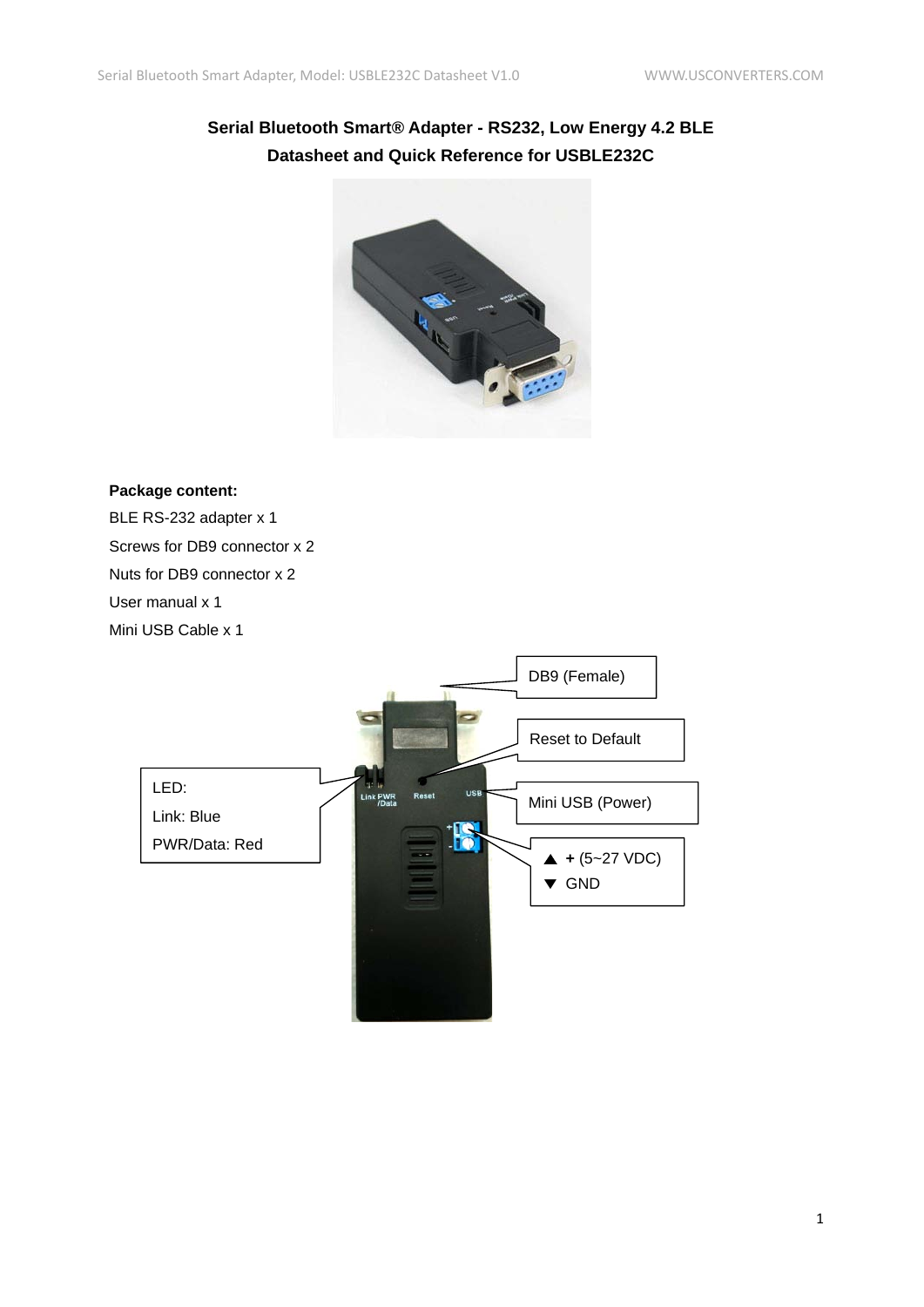**Serial Bluetooth Smart® Adapter - RS232, Low Energy 4.2 BLE**

**Datasheet and Quick Reference for USBLE232C**

**Package content:**

BLE RS-232 adapter x 1

Screws for DB9 connector x 2

Nuts for DB9 connector x 2

User manual x 1

Mini USB Cable x 1

DB9 (Female)

Reset to Default

LED:

Link: Blue

PWR/Data: Red

Mini USB (Power)

▲ **+** (5~27 VDC)

▼ GND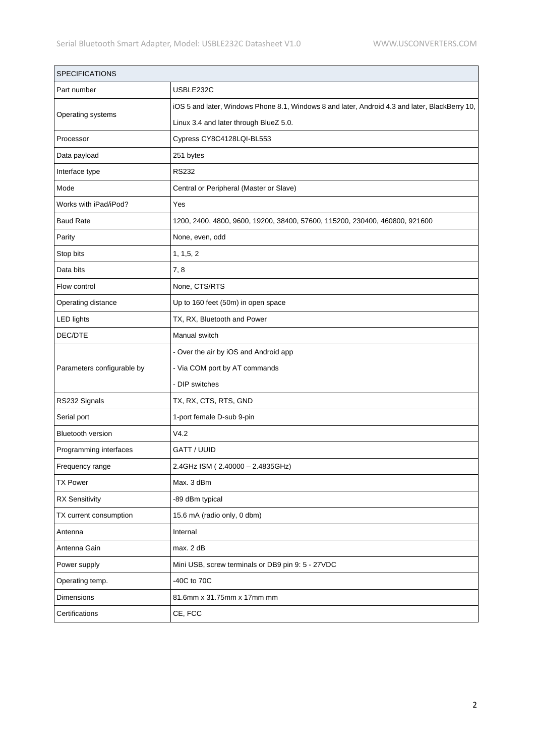| SPECIFICATIONS | |
|---|---|
| Part number | USBLE232C |
| Operating systems | iOS 5 and later, Windows Phone 8.1, Windows 8 and later, Android 4.3 and later, BlackBerry 10, Linux 3.4 and later through BlueZ 5.0. |
| Processor | Cypress CY8C4128LQI-BL553 |
| Data payload | 251 bytes |
| Interface type | RS232 |
| Mode | Central or Peripheral (Master or Slave) |
| Works with iPad/iPod? | Yes |
| Baud Rate | 1200, 2400, 4800, 9600, 19200, 38400, 57600, 115200, 230400, 460800, 921600 |
| Parity | None, even, odd |
| Stop bits | 1, 1,5, 2 |
| Data bits | 7, 8 |
| Flow control | None, CTS/RTS |
| Operating distance | Up to 160 feet (50m) in open space |
| LED lights | TX, RX, Bluetooth and Power |
| DEC/DTE | Manual switch |
| Parameters configurable by | - Over the air by iOS and Android app<br>- Via COM port by AT commands<br>- DIP switches |
| RS232 Signals | TX, RX, CTS, RTS, GND |
| Serial port | 1-port female D-sub 9-pin |
| Bluetooth version | V4.2 |
| Programming interfaces | GATT / UUID |
| Frequency range | 2.4GHz ISM ( 2.40000 – 2.4835GHz) |
| TX Power | Max. 3 dBm |
| RX Sensitivity | -89 dBm typical |
| TX current consumption | 15.6 mA (radio only, 0 dbm) |
| Antenna | Internal |
| Antenna Gain | max. 2 dB |
| Power supply | Mini USB, screw terminals or DB9 pin 9: 5 - 27VDC |
| Operating temp. | -40C to 70C |
| Dimensions | 81.6mm x 31.75mm x 17mm mm |
| Certifications | CE, FCC |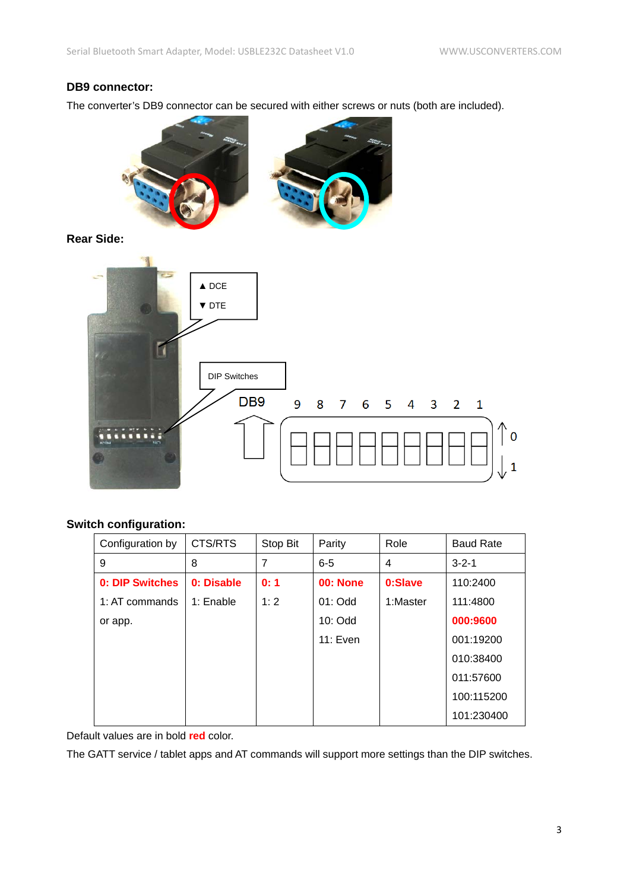### DB9 connector:

The converter's DB9 connector can be secured with either screws or nuts (both are included).

### Rear Side:

### Switch configuration:

| Configuration by | CTS/RTS | Stop Bit | Parity | Role | Baud Rate |
|---|---|---|---|---|---|
| 9 | 8 | 7 | 6-5 | 4 | 3-2-1 |
| **0: DIP Switches**<br>1: AT commands<br>or app. | **0: Disable**<br>1: Enable | **0: 1**<br>1: 2 | **00: None**<br>01: Odd<br>10: Odd<br>11: Even | **0:Slave**<br>1:Master | 110:2400<br>111:4800<br>**000:9600**<br>001:19200<br>010:38400<br>011:57600<br>100:115200<br>101:230400 |

Default values are in bold **red** color.

The GATT service / tablet apps and AT commands will support more settings than the DIP switches.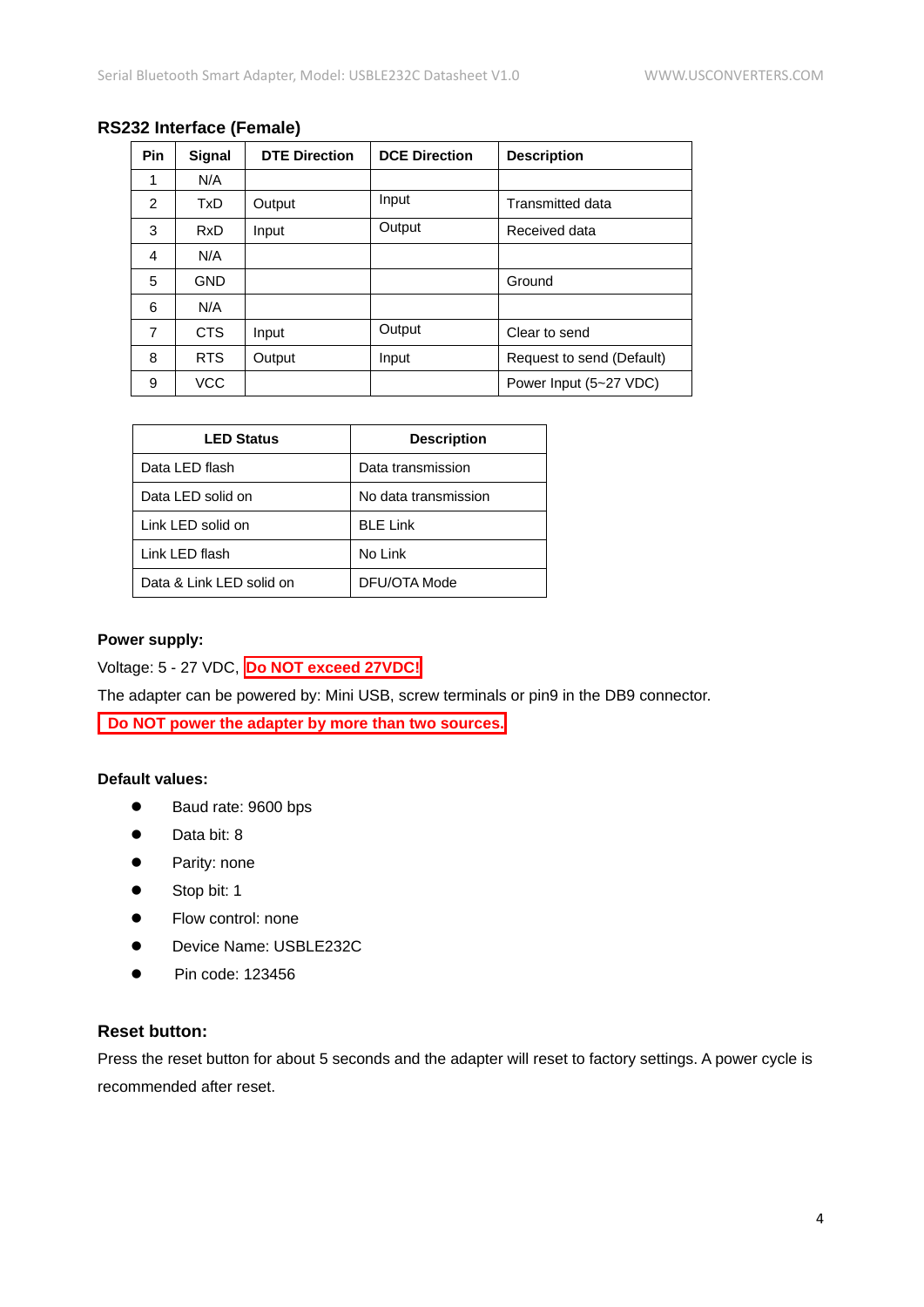## RS232 Interface (Female)

| Pin | Signal | DTE Direction | DCE Direction | Description |
|---|---|---|---|---|
| 1 | N/A | | | |
| 2 | TxD | Output | Input | Transmitted data |
| 3 | RxD | Input | Output | Received data |
| 4 | N/A | | | |
| 5 | GND | | | Ground |
| 6 | N/A | | | |
| 7 | CTS | Input | Output | Clear to send |
| 8 | RTS | Output | Input | Request to send (Default) |
| 9 | VCC | | | Power Input (5~27 VDC) |

| LED Status | Description |
|---|---|
| Data LED flash | Data transmission |
| Data LED solid on | No data transmission |
| Link LED solid on | BLE Link |
| Link LED flash | No Link |
| Data & Link LED solid on | DFU/OTA Mode |

**Power supply:**

Voltage: 5 - 27 VDC, **Do NOT exceed 27VDC!**

The adapter can be powered by: Mini USB, screw terminals or pin9 in the DB9 connector.

**Do NOT power the adapter by more than two sources.**

**Default values:**

- Baud rate: 9600 bps
- Data bit: 8
- Parity: none
- Stop bit: 1
- Flow control: none
- Device Name: USBLE232C
- Pin code: 123456

**Reset button:**

Press the reset button for about 5 seconds and the adapter will reset to factory settings. A power cycle is recommended after reset.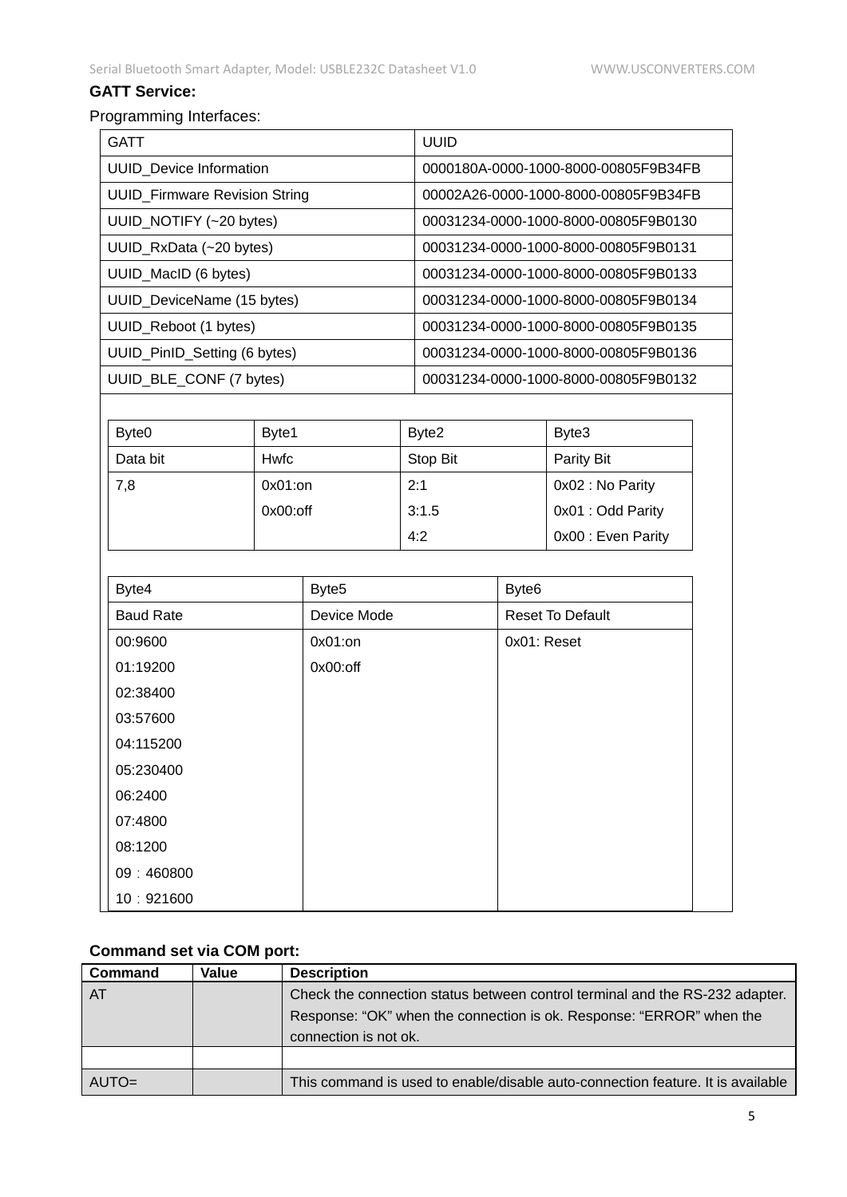**GATT Service:**

Programming Interfaces:

| GATT | UUID |
|---|---|
| UUID_Device Information | 0000180A-0000-1000-8000-00805F9B34FB |
| UUID_Firmware Revision String | 00002A26-0000-1000-8000-00805F9B34FB |
| UUID_NOTIFY (~20 bytes) | 00031234-0000-1000-8000-00805F9B0130 |
| UUID_RxData (~20 bytes) | 00031234-0000-1000-8000-00805F9B0131 |
| UUID_MacID (6 bytes) | 00031234-0000-1000-8000-00805F9B0133 |
| UUID_DeviceName (15 bytes) | 00031234-0000-1000-8000-00805F9B0134 |
| UUID_Reboot (1 bytes) | 00031234-0000-1000-8000-00805F9B0135 |
| UUID_PinID_Setting (6 bytes) | 00031234-0000-1000-8000-00805F9B0136 |
| UUID_BLE_CONF (7 bytes) | 00031234-0000-1000-8000-00805F9B0132 |

| Byte0 | Byte1 | Byte2 | Byte3 |
|---|---|---|---|
| Data bit | Hwfc | Stop Bit | Parity Bit |
| 7,8 | 0x01:on<br>0x00:off | 2:1<br>3:1.5<br>4:2 | 0x02 : No Parity<br>0x01 : Odd Parity<br>0x00 : Even Parity |

| Byte4 | Byte5 | Byte6 |
|---|---|---|
| Baud Rate | Device Mode | Reset To Default |
| 00:9600<br>01:19200<br>02:38400<br>03:57600<br>04:115200<br>05:230400<br>06:2400<br>07:4800<br>08:1200<br>09：460800<br>10：921600 | 0x01:on<br>0x00:off | 0x01: Reset |

**Command set via COM port:**

| Command | Value | Description |
|---|---|---|
| AT | | Check the connection status between control terminal and the RS-232 adapter. Response: “OK” when the connection is ok. Response: “ERROR” when the connection is not ok. |
| | | |
| AUTO= | | This command is used to enable/disable auto-connection feature. It is available |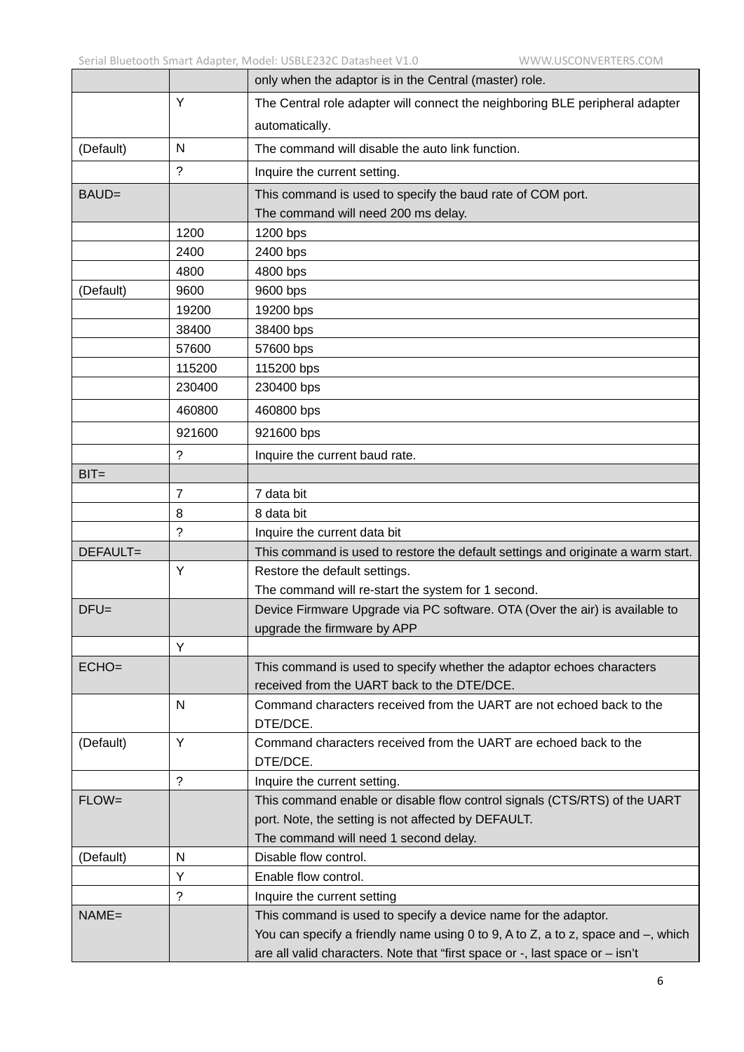| | | only when the adaptor is in the Central (master) role. |
|---|---|---|
| | Y | The Central role adapter will connect the neighboring BLE peripheral adapter automatically. |
| (Default) | N | The command will disable the auto link function. |
| | ? | Inquire the current setting. |
| BAUD= | | This command is used to specify the baud rate of COM port.<br>The command will need 200 ms delay. |
| | 1200 | 1200 bps |
| | 2400 | 2400 bps |
| | 4800 | 4800 bps |
| (Default) | 9600 | 9600 bps |
| | 19200 | 19200 bps |
| | 38400 | 38400 bps |
| | 57600 | 57600 bps |
| | 115200 | 115200 bps |
| | 230400 | 230400 bps |
| | 460800 | 460800 bps |
| | 921600 | 921600 bps |
| | ? | Inquire the current baud rate. |
| BIT= | | |
| | 7 | 7 data bit |
| | 8 | 8 data bit |
| | ? | Inquire the current data bit |
| DEFAULT= | | This command is used to restore the default settings and originate a warm start. |
| | Y | Restore the default settings.<br>The command will re-start the system for 1 second. |
| DFU= | | Device Firmware Upgrade via PC software. OTA (Over the air) is available to upgrade the firmware by APP |
| | Y | |
| ECHO= | | This command is used to specify whether the adaptor echoes characters received from the UART back to the DTE/DCE. |
| | N | Command characters received from the UART are not echoed back to the DTE/DCE. |
| (Default) | Y | Command characters received from the UART are echoed back to the DTE/DCE. |
| | ? | Inquire the current setting. |
| FLOW= | | This command enable or disable flow control signals (CTS/RTS) of the UART port. Note, the setting is not affected by DEFAULT.<br>The command will need 1 second delay. |
| (Default) | N | Disable flow control. |
| | Y | Enable flow control. |
| | ? | Inquire the current setting |
| NAME= | | This command is used to specify a device name for the adaptor.<br>You can specify a friendly name using 0 to 9, A to Z, a to z, space and –, which are all valid characters. Note that "first space or -, last space or – isn't |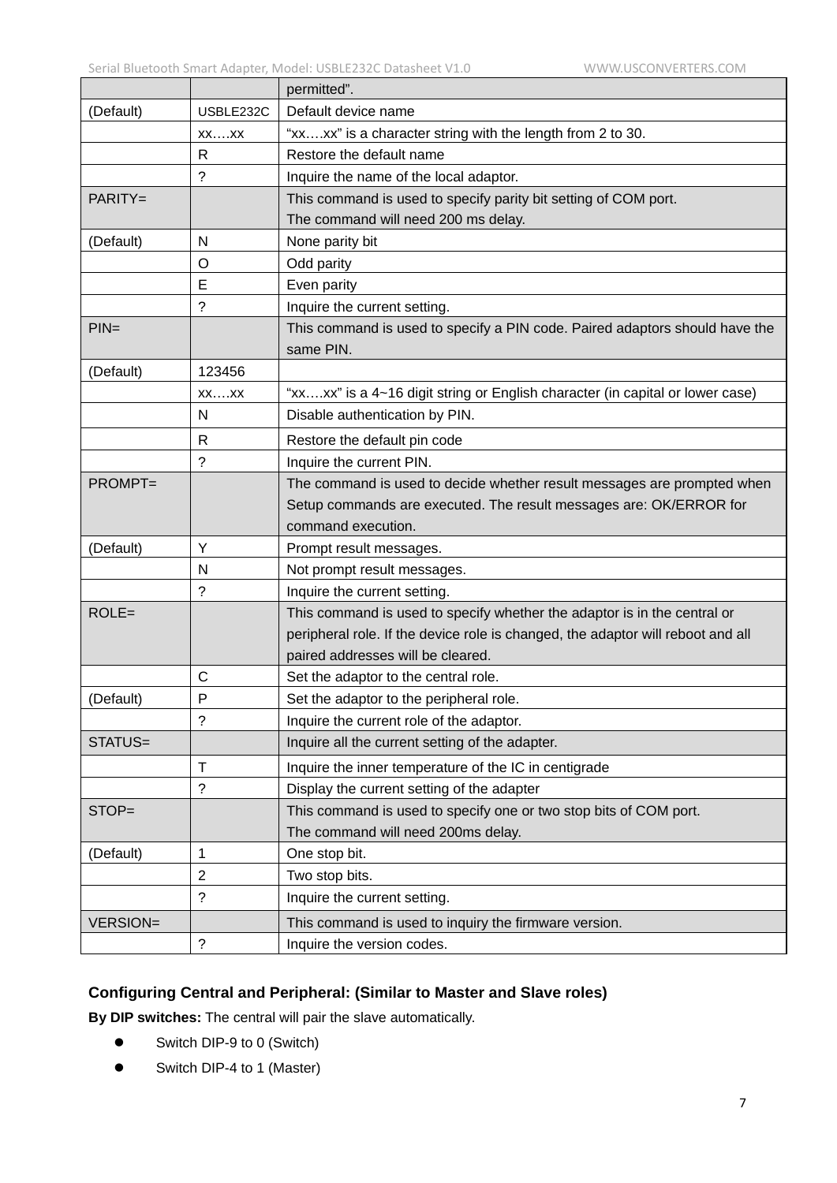| | | permitted". |
|---|---|---|
| (Default) | USBLE232C | Default device name |
| | xx….xx | "xx….xx" is a character string with the length from 2 to 30. |
| | R | Restore the default name |
| | ? | Inquire the name of the local adaptor. |
| PARITY= | | This command is used to specify parity bit setting of COM port. The command will need 200 ms delay. |
| (Default) | N | None parity bit |
| | O | Odd parity |
| | E | Even parity |
| | ? | Inquire the current setting. |
| PIN= | | This command is used to specify a PIN code. Paired adaptors should have the same PIN. |
| (Default) | 123456 | |
| | xx….xx | "xx….xx" is a 4~16 digit string or English character (in capital or lower case) |
| | N | Disable authentication by PIN. |
| | R | Restore the default pin code |
| | ? | Inquire the current PIN. |
| PROMPT= | | The command is used to decide whether result messages are prompted when Setup commands are executed. The result messages are: OK/ERROR for command execution. |
| (Default) | Y | Prompt result messages. |
| | N | Not prompt result messages. |
| | ? | Inquire the current setting. |
| ROLE= | | This command is used to specify whether the adaptor is in the central or peripheral role. If the device role is changed, the adaptor will reboot and all paired addresses will be cleared. |
| | C | Set the adaptor to the central role. |
| (Default) | P | Set the adaptor to the peripheral role. |
| | ? | Inquire the current role of the adaptor. |
| STATUS= | | Inquire all the current setting of the adapter. |
| | T | Inquire the inner temperature of the IC in centigrade |
| | ? | Display the current setting of the adapter |
| STOP= | | This command is used to specify one or two stop bits of COM port. The command will need 200ms delay. |
| (Default) | 1 | One stop bit. |
| | 2 | Two stop bits. |
| | ? | Inquire the current setting. |
| VERSION= | | This command is used to inquiry the firmware version. |
| | ? | Inquire the version codes. |

### Configuring Central and Peripheral: (Similar to Master and Slave roles)

**By DIP switches:** The central will pair the slave automatically.

- Switch DIP-9 to 0 (Switch)
- Switch DIP-4 to 1 (Master)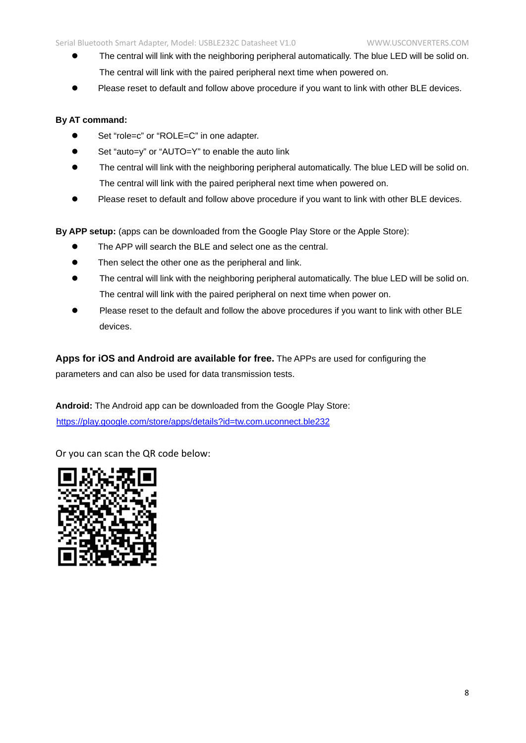- The central will link with the neighboring peripheral automatically. The blue LED will be solid on. The central will link with the paired peripheral next time when powered on.
- Please reset to default and follow above procedure if you want to link with other BLE devices.

**By AT command:**

- Set “role=c” or “ROLE=C” in one adapter.
- Set “auto=y” or “AUTO=Y” to enable the auto link
- The central will link with the neighboring peripheral automatically. The blue LED will be solid on. The central will link with the paired peripheral next time when powered on.
- Please reset to default and follow above procedure if you want to link with other BLE devices.

**By APP setup:** (apps can be downloaded from the Google Play Store or the Apple Store):

- The APP will search the BLE and select one as the central.
- Then select the other one as the peripheral and link.
- The central will link with the neighboring peripheral automatically. The blue LED will be solid on. The central will link with the paired peripheral on next time when power on.
- Please reset to the default and follow the above procedures if you want to link with other BLE devices.

**Apps for iOS and Android are available for free.** The APPs are used for configuring the parameters and can also be used for data transmission tests.

**Android:** The Android app can be downloaded from the Google Play Store: https://play.google.com/store/apps/details?id=tw.com.uconnect.ble232

Or you can scan the QR code below: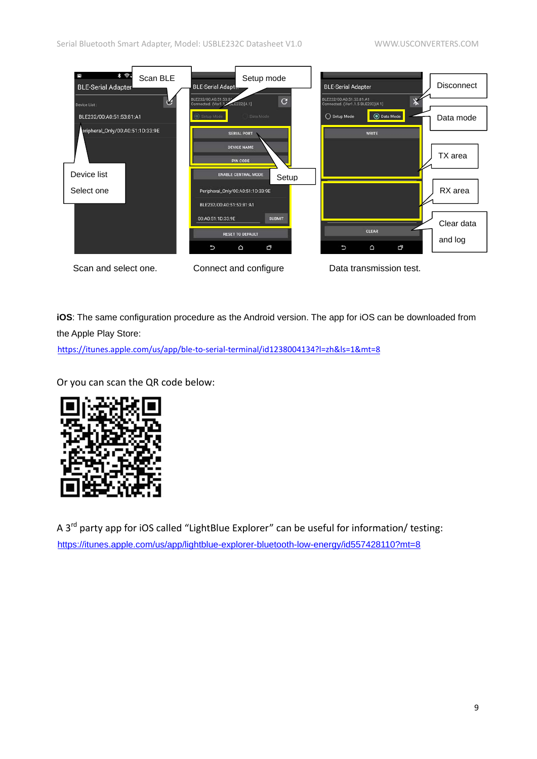Scan and select one.

Connect and configure

Data transmission test.

**iOS**: The same configuration procedure as the Android version. The app for iOS can be downloaded from the Apple Play Store:

https://itunes.apple.com/us/app/ble-to-serial-terminal/id1238004134?l=zh&ls=1&mt=8

Or you can scan the QR code below:

A 3rd party app for iOS called "LightBlue Explorer" can be useful for information/ testing:

https://itunes.apple.com/us/app/lightblue-explorer-bluetooth-low-energy/id557428110?mt=8